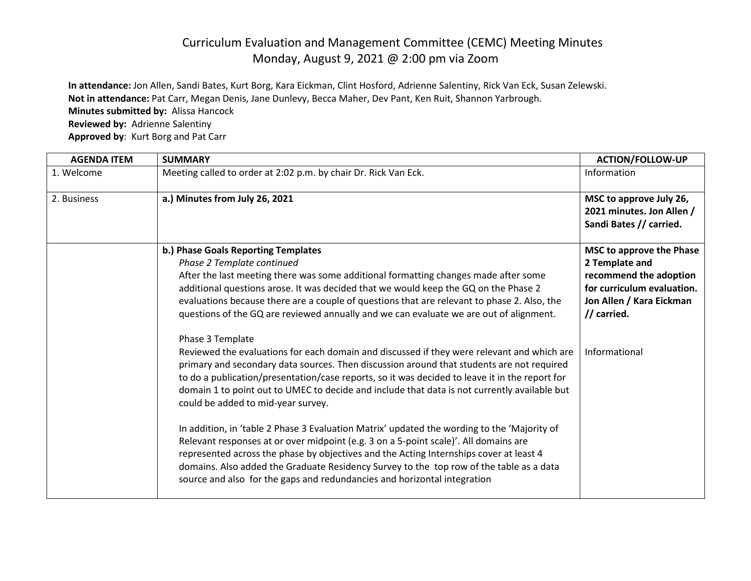# Curriculum Evaluation and Management Committee (CEMC) Meeting Minutes

Monday, August 9, 2021 @ 2:00 pm via Zoom

**In attendance:** Jon Allen, Sandi Bates, Kurt Borg, Kara Eickman, Clint Hosford, Adrienne Salentiny, Rick Van Eck, Susan Zelewski.
**Not in attendance:** Pat Carr, Megan Denis, Jane Dunlevy, Becca Maher, Dev Pant, Ken Ruit, Shannon Yarbrough.
**Minutes submitted by:** Alissa Hancock
**Reviewed by:** Adrienne Salentiny
**Approved by**: Kurt Borg and Pat Carr

| AGENDA ITEM | SUMMARY | ACTION/FOLLOW-UP |
|---|---|---|
| 1. Welcome | Meeting called to order at 2:02 p.m. by chair Dr. Rick Van Eck. | Information |
| 2. Business | **a.) Minutes from July 26, 2021** | **MSC to approve July 26, 2021 minutes. Jon Allen / Sandi Bates // carried.** |
| | **b.) Phase Goals Reporting Templates**<br>*Phase 2 Template continued*<br>After the last meeting there was some additional formatting changes made after some additional questions arose. It was decided that we would keep the GQ on the Phase 2 evaluations because there are a couple of questions that are relevant to phase 2. Also, the questions of the GQ are reviewed annually and we can evaluate we are out of alignment.<br><br>Phase 3 Template<br>Reviewed the evaluations for each domain and discussed if they were relevant and which are primary and secondary data sources. Then discussion around that students are not required to do a publication/presentation/case reports, so it was decided to leave it in the report for domain 1 to point out to UMEC to decide and include that data is not currently available but could be added to mid-year survey.<br><br>In addition, in 'table 2 Phase 3 Evaluation Matrix' updated the wording to the 'Majority of Relevant responses at or over midpoint (e.g. 3 on a 5-point scale)'. All domains are represented across the phase by objectives and the Acting Internships cover at least 4 domains. Also added the Graduate Residency Survey to the top row of the table as a data source and also for the gaps and redundancies and horizontal integration | **MSC to approve the Phase 2 Template and recommend the adoption for curriculum evaluation. Jon Allen / Kara Eickman // carried.**<br><br>Informational |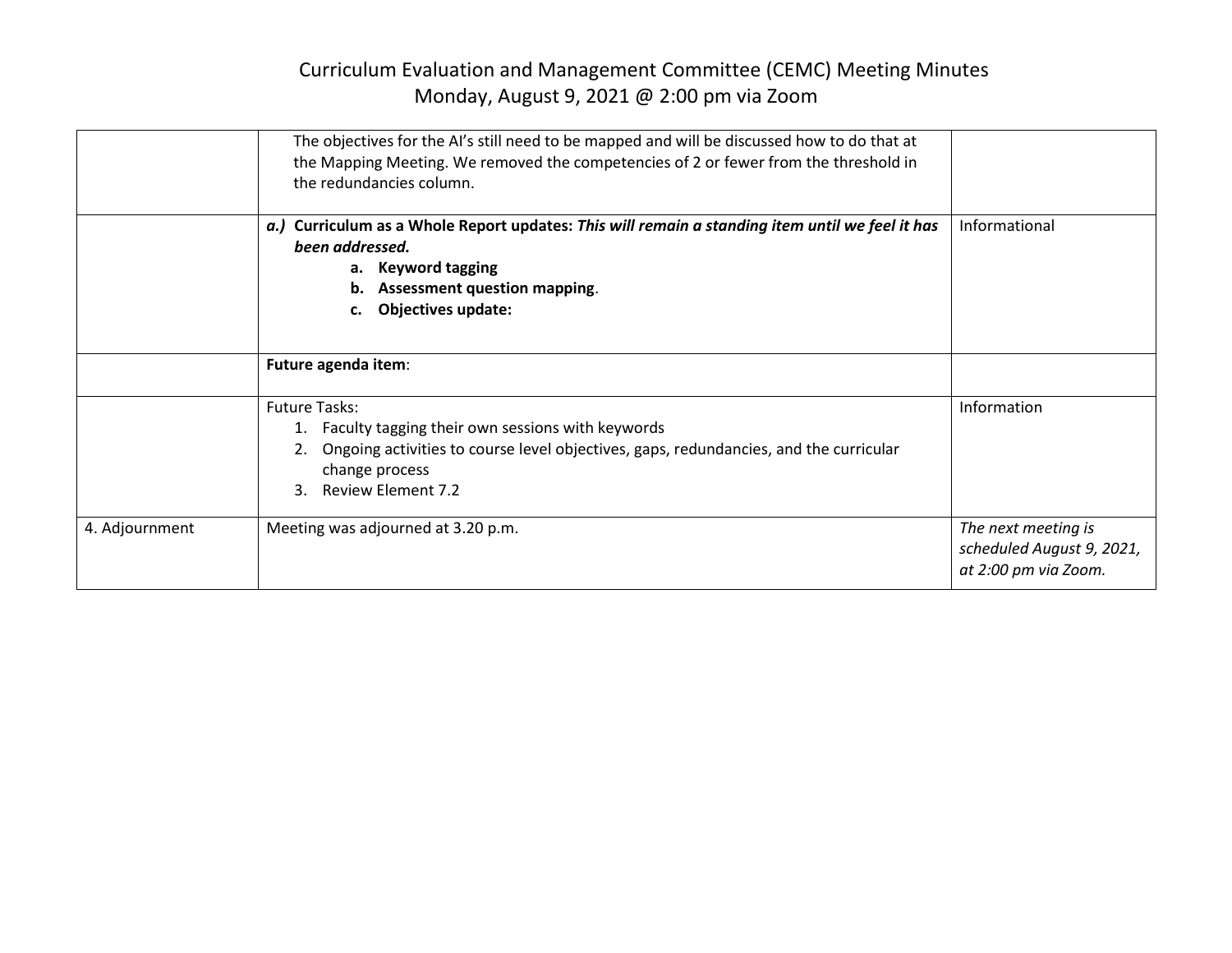# Curriculum Evaluation and Management Committee (CEMC) Meeting Minutes
Monday, August 9, 2021 @ 2:00 pm via Zoom

| | | |
|---|---|---|
| | The objectives for the AI's still need to be mapped and will be discussed how to do that at the Mapping Meeting. We removed the competencies of 2 or fewer from the threshold in the redundancies column. | |
| | ***a.)*** **Curriculum as a Whole Report updates:** ***This will remain a standing item until we feel it has been addressed.*** <br> **a. Keyword tagging** <br> **b. Assessment question mapping**. <br> **c. Objectives update:** | Informational |
| | **Future agenda item**: | |
| | Future Tasks: <br> 1. Faculty tagging their own sessions with keywords <br> 2. Ongoing activities to course level objectives, gaps, redundancies, and the curricular change process <br> 3. Review Element 7.2 | Information |
| 4. Adjournment | Meeting was adjourned at 3.20 p.m. | *The next meeting is scheduled August 9, 2021, at 2:00 pm via Zoom.* |